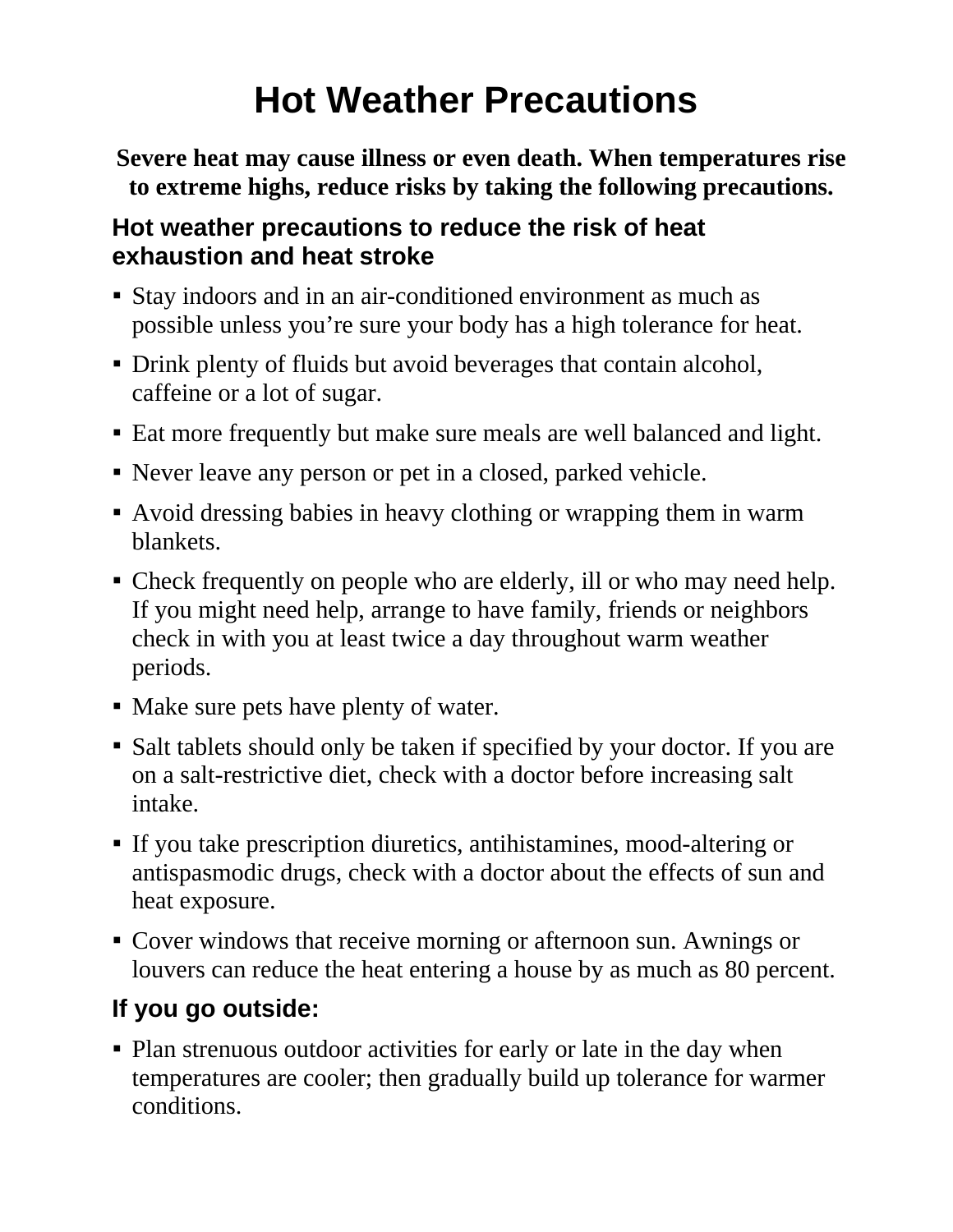# Hot Weather Precautions

**Severe heat may cause illness or even death. When temperatures rise to extreme highs, reduce risks by taking the following precautions.**

## Hot weather precautions to reduce the risk of heat exhaustion and heat stroke

- Stay indoors and in an air-conditioned environment as much as possible unless you're sure your body has a high tolerance for heat.
- Drink plenty of fluids but avoid beverages that contain alcohol, caffeine or a lot of sugar.
- Eat more frequently but make sure meals are well balanced and light.
- Never leave any person or pet in a closed, parked vehicle.
- Avoid dressing babies in heavy clothing or wrapping them in warm blankets.
- Check frequently on people who are elderly, ill or who may need help. If you might need help, arrange to have family, friends or neighbors check in with you at least twice a day throughout warm weather periods.
- Make sure pets have plenty of water.
- Salt tablets should only be taken if specified by your doctor. If you are on a salt-restrictive diet, check with a doctor before increasing salt intake.
- If you take prescription diuretics, antihistamines, mood-altering or antispasmodic drugs, check with a doctor about the effects of sun and heat exposure.
- Cover windows that receive morning or afternoon sun. Awnings or louvers can reduce the heat entering a house by as much as 80 percent.

## If you go outside:

- Plan strenuous outdoor activities for early or late in the day when temperatures are cooler; then gradually build up tolerance for warmer conditions.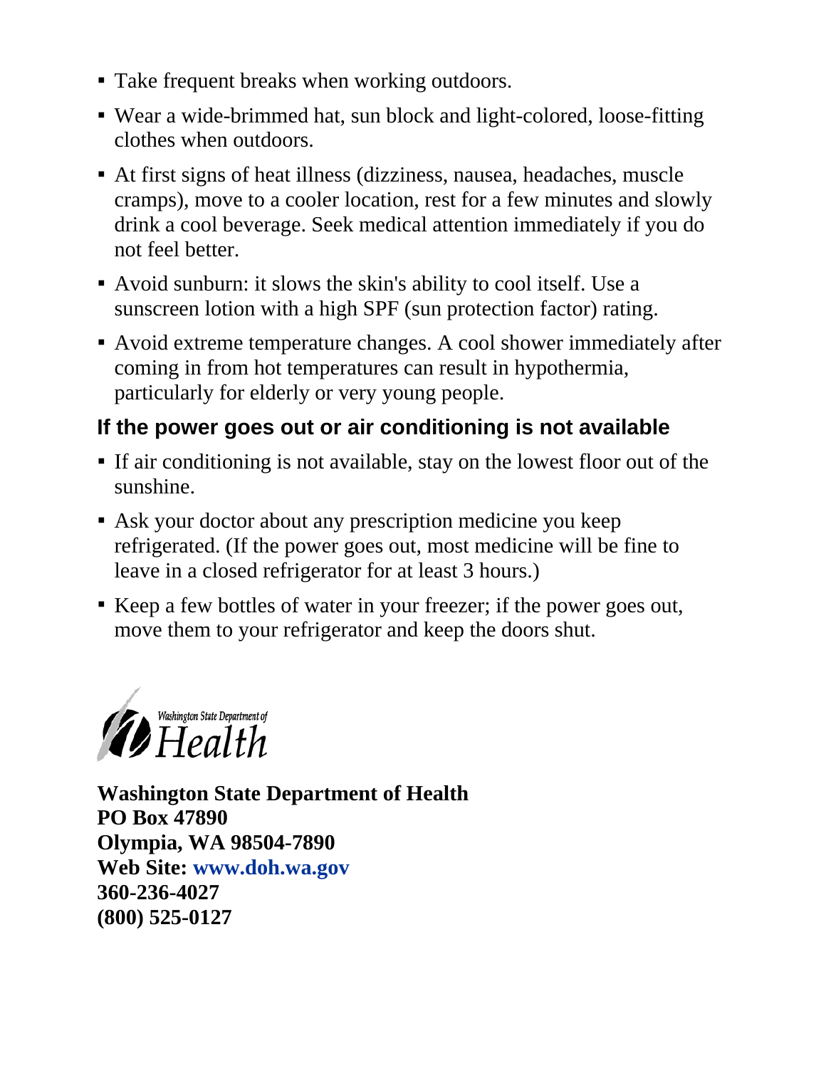- Take frequent breaks when working outdoors.
- Wear a wide-brimmed hat, sun block and light-colored, loose-fitting clothes when outdoors.
- At first signs of heat illness (dizziness, nausea, headaches, muscle cramps), move to a cooler location, rest for a few minutes and slowly drink a cool beverage. Seek medical attention immediately if you do not feel better.
- Avoid sunburn: it slows the skin's ability to cool itself. Use a sunscreen lotion with a high SPF (sun protection factor) rating.
- Avoid extreme temperature changes. A cool shower immediately after coming in from hot temperatures can result in hypothermia, particularly for elderly or very young people.

## If the power goes out or air conditioning is not available

- If air conditioning is not available, stay on the lowest floor out of the sunshine.
- Ask your doctor about any prescription medicine you keep refrigerated. (If the power goes out, most medicine will be fine to leave in a closed refrigerator for at least 3 hours.)
- Keep a few bottles of water in your freezer; if the power goes out, move them to your refrigerator and keep the doors shut.

Washington State Department of Health

**Washington State Department of Health**
**PO Box 47890**
**Olympia, WA 98504-7890**
**Web Site: www.doh.wa.gov**
**360-236-4027**
**(800) 525-0127**